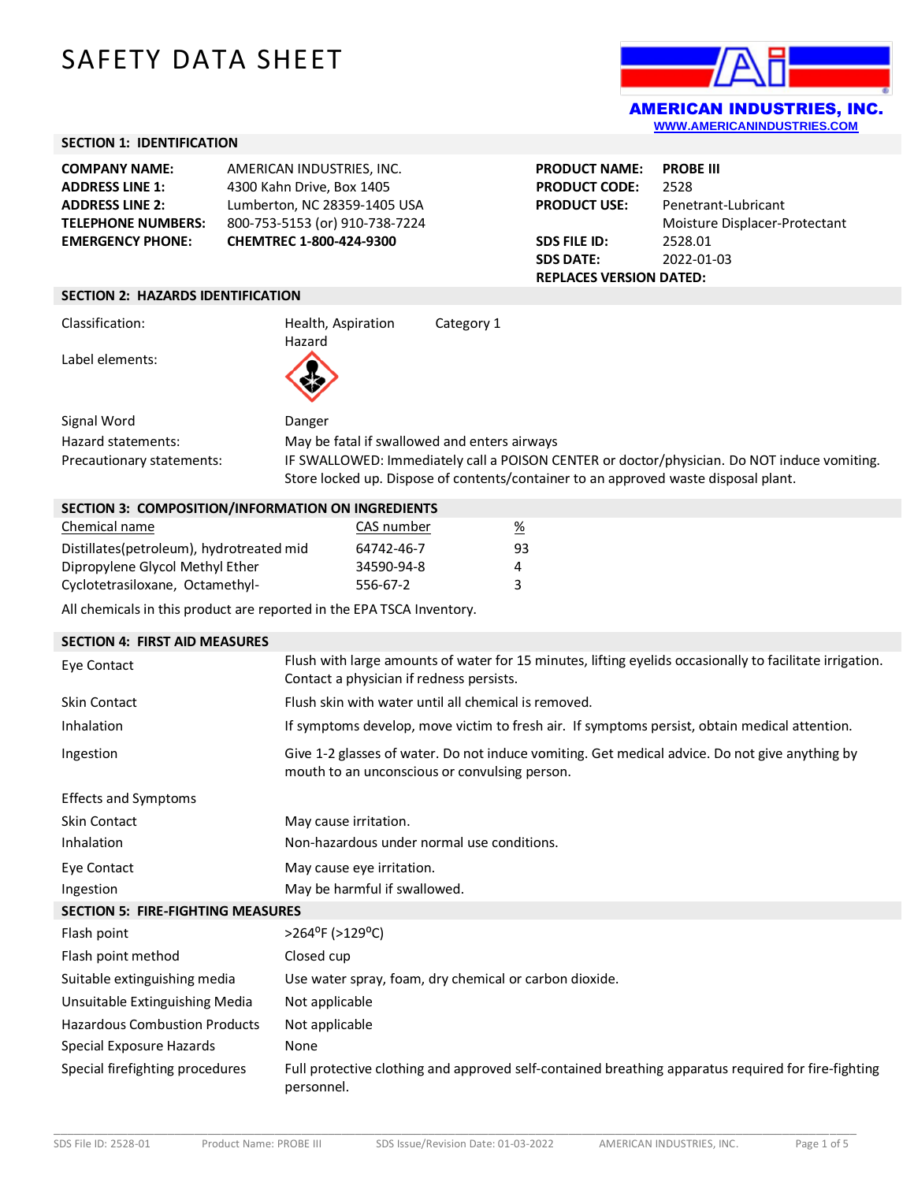# SAFETY DATA SHEET

**AMERICAN INDUSTRIES, INC.**
**WWW.AMERICANINDUSTRIES.COM**

## SECTION 1: IDENTIFICATION

| | |
|---|---|
| **COMPANY NAME:** | AMERICAN INDUSTRIES, INC. |
| **ADDRESS LINE 1:** | 4300 Kahn Drive, Box 1405 |
| **ADDRESS LINE 2:** | Lumberton, NC 28359-1405 USA |
| **TELEPHONE NUMBERS:** | 800-753-5153 (or) 910-738-7224 |
| **EMERGENCY PHONE:** | **CHEMTREC 1-800-424-9300** |

| | |
|---|---|
| **PRODUCT NAME:** | **PROBE III** |
| **PRODUCT CODE:** | 2528 |
| **PRODUCT USE:** | Penetrant-Lubricant<br>Moisture Displacer-Protectant |
| **SDS FILE ID:** | 2528.01 |
| **SDS DATE:** | 2022-01-03 |
| **REPLACES VERSION DATED:** | |

## SECTION 2: HAZARDS IDENTIFICATION

| | | |
|---|---|---|
| Classification: | Health, Aspiration Hazard | Category 1 |
| Label elements: | | |
| Signal Word | Danger | |
| Hazard statements: | May be fatal if swallowed and enters airways | |
| Precautionary statements: | IF SWALLOWED: Immediately call a POISON CENTER or doctor/physician. Do NOT induce vomiting. Store locked up. Dispose of contents/container to an approved waste disposal plant. | |

## SECTION 3: COMPOSITION/INFORMATION ON INGREDIENTS

| Chemical name | CAS number | % |
|---|---|---|
| Distillates(petroleum), hydrotreated mid | 64742-46-7 | 93 |
| Dipropylene Glycol Methyl Ether | 34590-94-8 | 4 |
| Cyclotetrasiloxane, Octamethyl- | 556-67-2 | 3 |

All chemicals in this product are reported in the EPA TSCA Inventory.

## SECTION 4: FIRST AID MEASURES

| | |
|---|---|
| Eye Contact | Flush with large amounts of water for 15 minutes, lifting eyelids occasionally to facilitate irrigation. Contact a physician if redness persists. |
| Skin Contact | Flush skin with water until all chemical is removed. |
| Inhalation | If symptoms develop, move victim to fresh air. If symptoms persist, obtain medical attention. |
| Ingestion | Give 1-2 glasses of water. Do not induce vomiting. Get medical advice. Do not give anything by mouth to an unconscious or convulsing person. |

Effects and Symptoms

| | |
|---|---|
| Skin Contact | May cause irritation. |
| Inhalation | Non-hazardous under normal use conditions. |
| Eye Contact | May cause eye irritation. |
| Ingestion | May be harmful if swallowed. |

## SECTION 5: FIRE-FIGHTING MEASURES

| | |
|---|---|
| Flash point | >264°F (>129°C) |
| Flash point method | Closed cup |
| Suitable extinguishing media | Use water spray, foam, dry chemical or carbon dioxide. |
| Unsuitable Extinguishing Media | Not applicable |
| Hazardous Combustion Products | Not applicable |
| Special Exposure Hazards | None |
| Special firefighting procedures | Full protective clothing and approved self-contained breathing apparatus required for fire-fighting personnel. |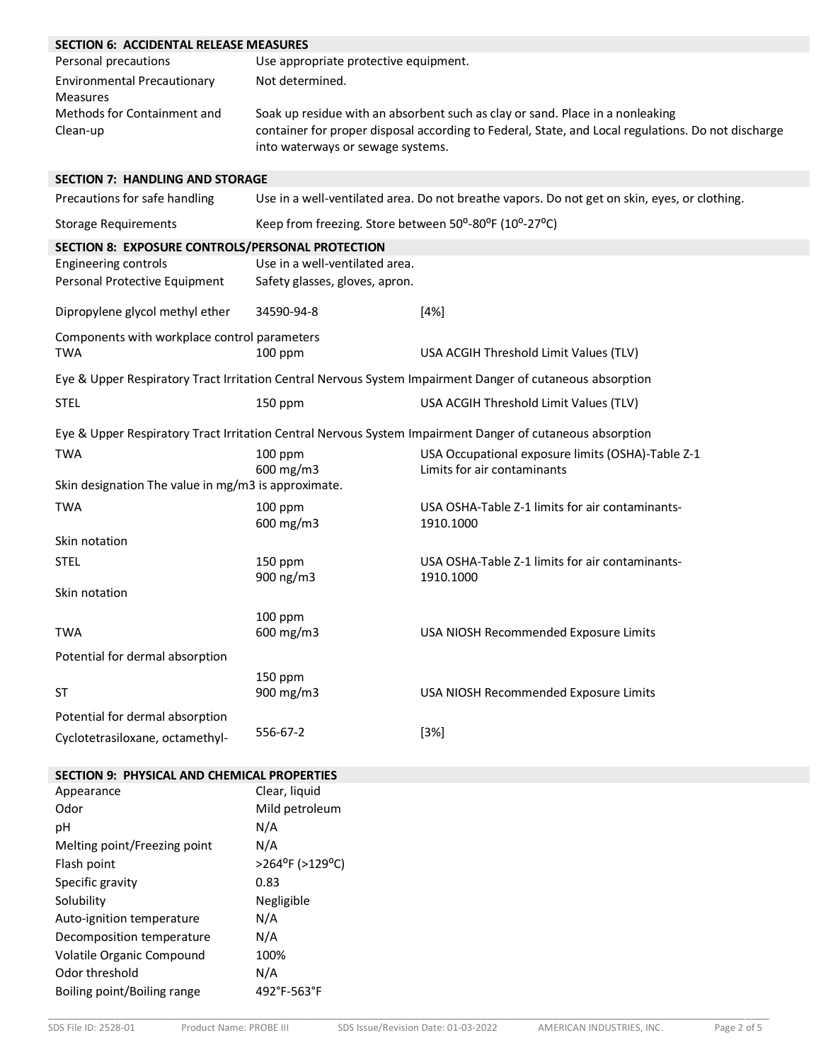## SECTION 6: ACCIDENTAL RELEASE MEASURES

| | |
|---|---|
| Personal precautions | Use appropriate protective equipment. |
| Environmental Precautionary Measures | Not determined. |
| Methods for Containment and Clean-up | Soak up residue with an absorbent such as clay or sand. Place in a nonleaking container for proper disposal according to Federal, State, and Local regulations. Do not discharge into waterways or sewage systems. |

## SECTION 7: HANDLING AND STORAGE

| | |
|---|---|
| Precautions for safe handling | Use in a well-ventilated area. Do not breathe vapors. Do not get on skin, eyes, or clothing. |
| Storage Requirements | Keep from freezing. Store between 50°-80°F (10°-27°C) |

## SECTION 8: EXPOSURE CONTROLS/PERSONAL PROTECTION

| | |
|---|---|
| Engineering controls | Use in a well-ventilated area. |
| Personal Protective Equipment | Safety glasses, gloves, apron. |

| | | |
|---|---|---|
| Dipropylene glycol methyl ether | 34590-94-8 | [4%] |

Components with workplace control parameters

| | | |
|---|---|---|
| TWA | 100 ppm | USA ACGIH Threshold Limit Values (TLV) |

Eye & Upper Respiratory Tract Irritation Central Nervous System Impairment Danger of cutaneous absorption

| | | |
|---|---|---|
| STEL | 150 ppm | USA ACGIH Threshold Limit Values (TLV) |

Eye & Upper Respiratory Tract Irritation Central Nervous System Impairment Danger of cutaneous absorption

| | | |
|---|---|---|
| TWA | 100 ppm<br>600 mg/m3 | USA Occupational exposure limits (OSHA)-Table Z-1 Limits for air contaminants |

Skin designation The value in mg/m3 is approximate.

| | | |
|---|---|---|
| TWA | 100 ppm<br>600 mg/m3 | USA OSHA-Table Z-1 limits for air contaminants-1910.1000 |

Skin notation

| | | |
|---|---|---|
| STEL | 150 ppm<br>900 ng/m3 | USA OSHA-Table Z-1 limits for air contaminants-1910.1000 |

Skin notation

| | | |
|---|---|---|
| TWA | 100 ppm<br>600 mg/m3 | USA NIOSH Recommended Exposure Limits |

Potential for dermal absorption

| | | |
|---|---|---|
| ST | 150 ppm<br>900 mg/m3 | USA NIOSH Recommended Exposure Limits |

Potential for dermal absorption

| | | |
|---|---|---|
| Cyclotetrasiloxane, octamethyl- | 556-67-2 | [3%] |

## SECTION 9: PHYSICAL AND CHEMICAL PROPERTIES

| | |
|---|---|
| Appearance | Clear, liquid |
| Odor | Mild petroleum |
| pH | N/A |
| Melting point/Freezing point | N/A |
| Flash point | >264°F (>129°C) |
| Specific gravity | 0.83 |
| Solubility | Negligible |
| Auto-ignition temperature | N/A |
| Decomposition temperature | N/A |
| Volatile Organic Compound | 100% |
| Odor threshold | N/A |
| Boiling point/Boiling range | 492°F-563°F |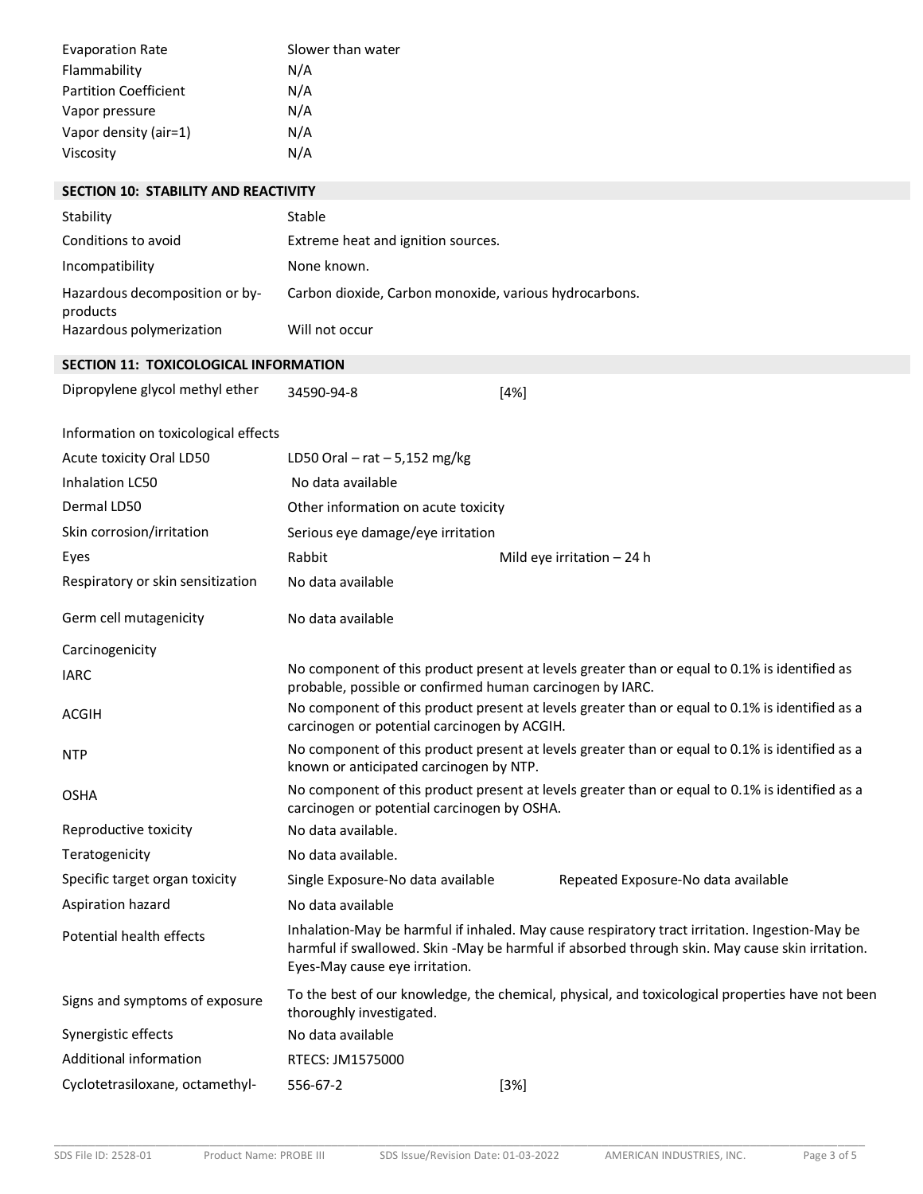| | |
|---|---|
| Evaporation Rate | Slower than water |
| Flammability | N/A |
| Partition Coefficient | N/A |
| Vapor pressure | N/A |
| Vapor density (air=1) | N/A |
| Viscosity | N/A |

## SECTION 10: STABILITY AND REACTIVITY

| | |
|---|---|
| Stability | Stable |
| Conditions to avoid | Extreme heat and ignition sources. |
| Incompatibility | None known. |
| Hazardous decomposition or by-products | Carbon dioxide, Carbon monoxide, various hydrocarbons. |
| Hazardous polymerization | Will not occur |

## SECTION 11: TOXICOLOGICAL INFORMATION

| | | |
|---|---|---|
| Dipropylene glycol methyl ether | 34590-94-8 | [4%] |
| Information on toxicological effects | | |
| Acute toxicity Oral LD50 | LD50 Oral – rat – 5,152 mg/kg | |
| Inhalation LC50 | No data available | |
| Dermal LD50 | Other information on acute toxicity | |
| Skin corrosion/irritation | Serious eye damage/eye irritation | |
| Eyes | Rabbit | Mild eye irritation – 24 h |
| Respiratory or skin sensitization | No data available | |
| Germ cell mutagenicity | No data available | |
| Carcinogenicity | | |
| IARC | No component of this product present at levels greater than or equal to 0.1% is identified as probable, possible or confirmed human carcinogen by IARC. | |
| ACGIH | No component of this product present at levels greater than or equal to 0.1% is identified as a carcinogen or potential carcinogen by ACGIH. | |
| NTP | No component of this product present at levels greater than or equal to 0.1% is identified as a known or anticipated carcinogen by NTP. | |
| OSHA | No component of this product present at levels greater than or equal to 0.1% is identified as a carcinogen or potential carcinogen by OSHA. | |
| Reproductive toxicity | No data available. | |
| Teratogenicity | No data available. | |
| Specific target organ toxicity | Single Exposure-No data available | Repeated Exposure-No data available |
| Aspiration hazard | No data available | |
| Potential health effects | Inhalation-May be harmful if inhaled. May cause respiratory tract irritation. Ingestion-May be harmful if swallowed. Skin -May be harmful if absorbed through skin. May cause skin irritation. Eyes-May cause eye irritation. | |
| Signs and symptoms of exposure | To the best of our knowledge, the chemical, physical, and toxicological properties have not been thoroughly investigated. | |
| Synergistic effects | No data available | |
| Additional information | RTECS: JM1575000 | |
| Cyclotetrasiloxane, octamethyl- | 556-67-2 | [3%] |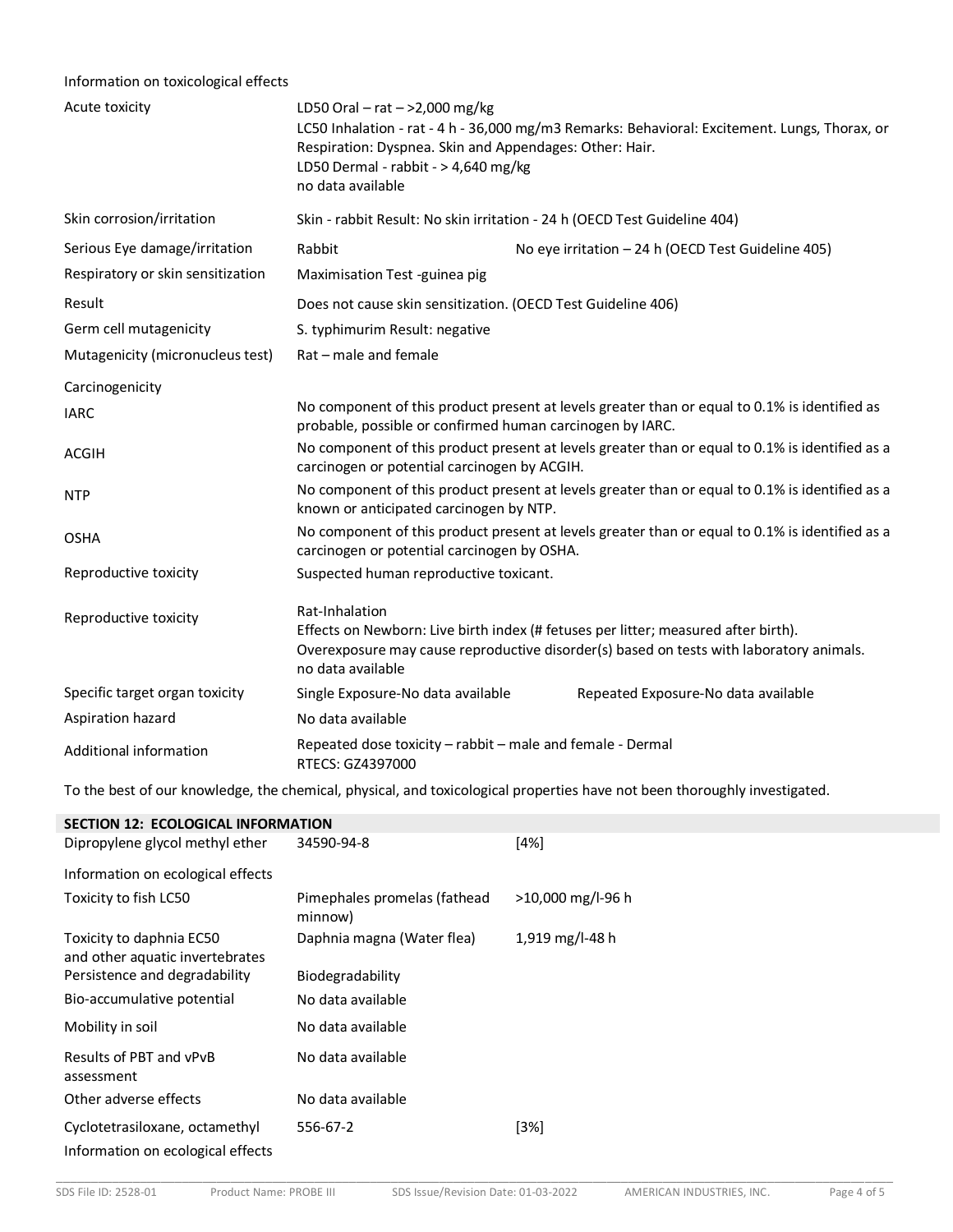Information on toxicological effects

| | | |
|---|---|---|
| Acute toxicity | LD50 Oral – rat – >2,000 mg/kg<br>LC50 Inhalation - rat - 4 h - 36,000 mg/m3 Remarks: Behavioral: Excitement. Lungs, Thorax, or Respiration: Dyspnea. Skin and Appendages: Other: Hair.<br>LD50 Dermal - rabbit - > 4,640 mg/kg<br>no data available | |
| Skin corrosion/irritation | Skin - rabbit Result: No skin irritation - 24 h (OECD Test Guideline 404) | |
| Serious Eye damage/irritation | Rabbit | No eye irritation – 24 h (OECD Test Guideline 405) |
| Respiratory or skin sensitization | Maximisation Test -guinea pig | |
| Result | Does not cause skin sensitization. (OECD Test Guideline 406) | |
| Germ cell mutagenicity | S. typhimurim Result: negative | |
| Mutagenicity (micronucleus test) | Rat – male and female | |
| Carcinogenicity | | |
| IARC | No component of this product present at levels greater than or equal to 0.1% is identified as probable, possible or confirmed human carcinogen by IARC. | |
| ACGIH | No component of this product present at levels greater than or equal to 0.1% is identified as a carcinogen or potential carcinogen by ACGIH. | |
| NTP | No component of this product present at levels greater than or equal to 0.1% is identified as a known or anticipated carcinogen by NTP. | |
| OSHA | No component of this product present at levels greater than or equal to 0.1% is identified as a carcinogen or potential carcinogen by OSHA. | |
| Reproductive toxicity | Suspected human reproductive toxicant. | |
| Reproductive toxicity | Rat-Inhalation<br>Effects on Newborn: Live birth index (# fetuses per litter; measured after birth).<br>Overexposure may cause reproductive disorder(s) based on tests with laboratory animals.<br>no data available | |
| Specific target organ toxicity | Single Exposure-No data available | Repeated Exposure-No data available |
| Aspiration hazard | No data available | |
| Additional information | Repeated dose toxicity – rabbit – male and female - Dermal<br>RTECS: GZ4397000 | |

To the best of our knowledge, the chemical, physical, and toxicological properties have not been thoroughly investigated.

## SECTION 12: ECOLOGICAL INFORMATION

| | | |
|---|---|---|
| Dipropylene glycol methyl ether | 34590-94-8 | [4%] |
| Information on ecological effects | | |
| Toxicity to fish LC50 | Pimephales promelas (fathead minnow) | >10,000 mg/l-96 h |
| Toxicity to daphnia EC50 and other aquatic invertebrates | Daphnia magna (Water flea) | 1,919 mg/l-48 h |
| Persistence and degradability | Biodegradability | |
| Bio-accumulative potential | No data available | |
| Mobility in soil | No data available | |
| Results of PBT and vPvB assessment | No data available | |
| Other adverse effects | No data available | |
| Cyclotetrasiloxane, octamethyl | 556-67-2 | [3%] |
| Information on ecological effects | | |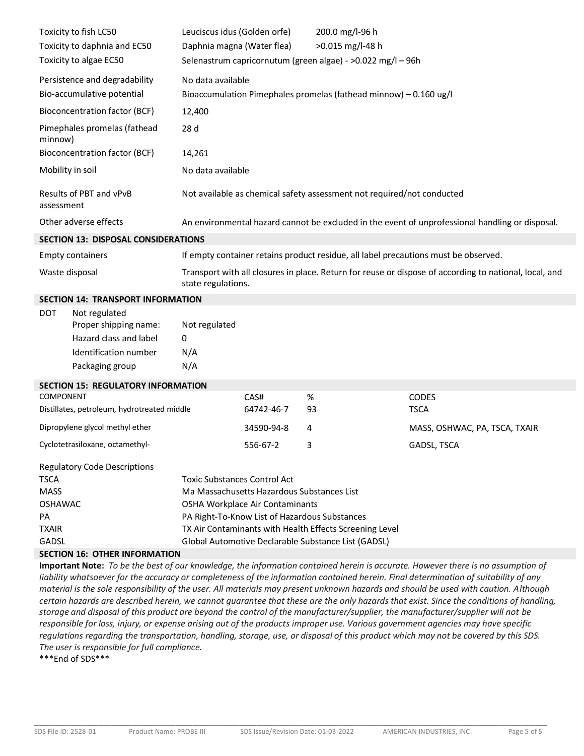| | | |
|---|---|---|
| Toxicity to fish LC50 | Leuciscus idus (Golden orfe) | 200.0 mg/l-96 h |
| Toxicity to daphnia and EC50 | Daphnia magna (Water flea) | >0.015 mg/l-48 h |
| Toxicity to algae EC50 | Selenastrum capricornutum (green algae) - >0.022 mg/l – 96h | |
| Persistence and degradability | No data available | |
| Bio-accumulative potential | Bioaccumulation Pimephales promelas (fathead minnow) – 0.160 ug/l | |
| Bioconcentration factor (BCF) | 12,400 | |
| Pimephales promelas (fathead minnow) | 28 d | |
| Bioconcentration factor (BCF) | 14,261 | |
| Mobility in soil | No data available | |
| Results of PBT and vPvB assessment | Not available as chemical safety assessment not required/not conducted | |
| Other adverse effects | An environmental hazard cannot be excluded in the event of unprofessional handling or disposal. | |

## SECTION 13: DISPOSAL CONSIDERATIONS

| | |
|---|---|
| Empty containers | If empty container retains product residue, all label precautions must be observed. |
| Waste disposal | Transport with all closures in place. Return for reuse or dispose of according to national, local, and state regulations. |

## SECTION 14: TRANSPORT INFORMATION

DOT Not regulated

| | |
|---|---|
| Proper shipping name: | Not regulated |
| Hazard class and label | 0 |
| Identification number | N/A |
| Packaging group | N/A |

## SECTION 15: REGULATORY INFORMATION

| COMPONENT | CAS# | % | CODES |
|---|---|---|---|
| Distillates, petroleum, hydrotreated middle | 64742-46-7 | 93 | TSCA |
| Dipropylene glycol methyl ether | 34590-94-8 | 4 | MASS, OSHWAC, PA, TSCA, TXAIR |
| Cyclotetrasiloxane, octamethyl- | 556-67-2 | 3 | GADSL, TSCA |

Regulatory Code Descriptions

| | |
|---|---|
| TSCA | Toxic Substances Control Act |
| MASS | Ma Massachusetts Hazardous Substances List |
| OSHAWAC | OSHA Workplace Air Contaminants |
| PA | PA Right-To-Know List of Hazardous Substances |
| TXAIR | TX Air Contaminants with Health Effects Screening Level |
| GADSL | Global Automotive Declarable Substance List (GADSL) |

## SECTION 16: OTHER INFORMATION

**Important Note:** *To be the best of our knowledge, the information contained herein is accurate. However there is no assumption of liability whatsoever for the accuracy or completeness of the information contained herein. Final determination of suitability of any material is the sole responsibility of the user. All materials may present unknown hazards and should be used with caution. Although certain hazards are described herein, we cannot guarantee that these are the only hazards that exist. Since the conditions of handling, storage and disposal of this product are beyond the control of the manufacturer/supplier, the manufacturer/supplier will not be responsible for loss, injury, or expense arising out of the products improper use. Various government agencies may have specific regulations regarding the transportation, handling, storage, use, or disposal of this product which may not be covered by this SDS. The user is responsible for full compliance.*

***End of SDS***